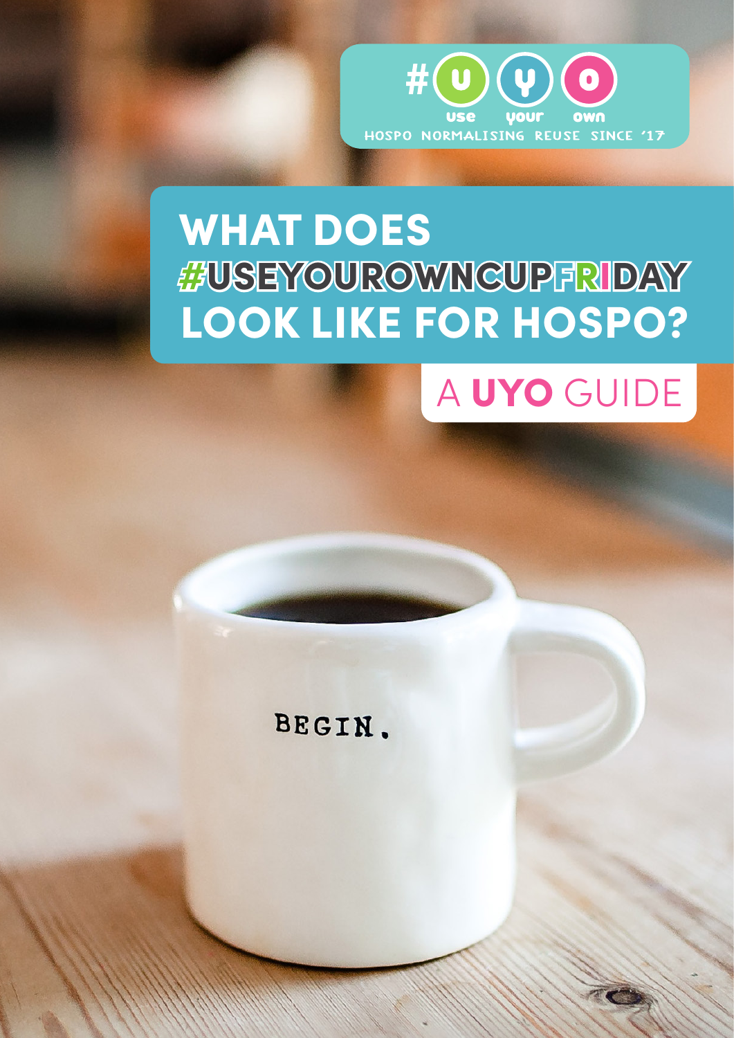#UYO use your own

HOSPO NORMALISING REUSE SINCE '17

# WHAT DOES #USEYOUROWNCUPFRIDAY LOOK LIKE FOR HOSPO?

## A **UYO** GUIDE

BEGIN.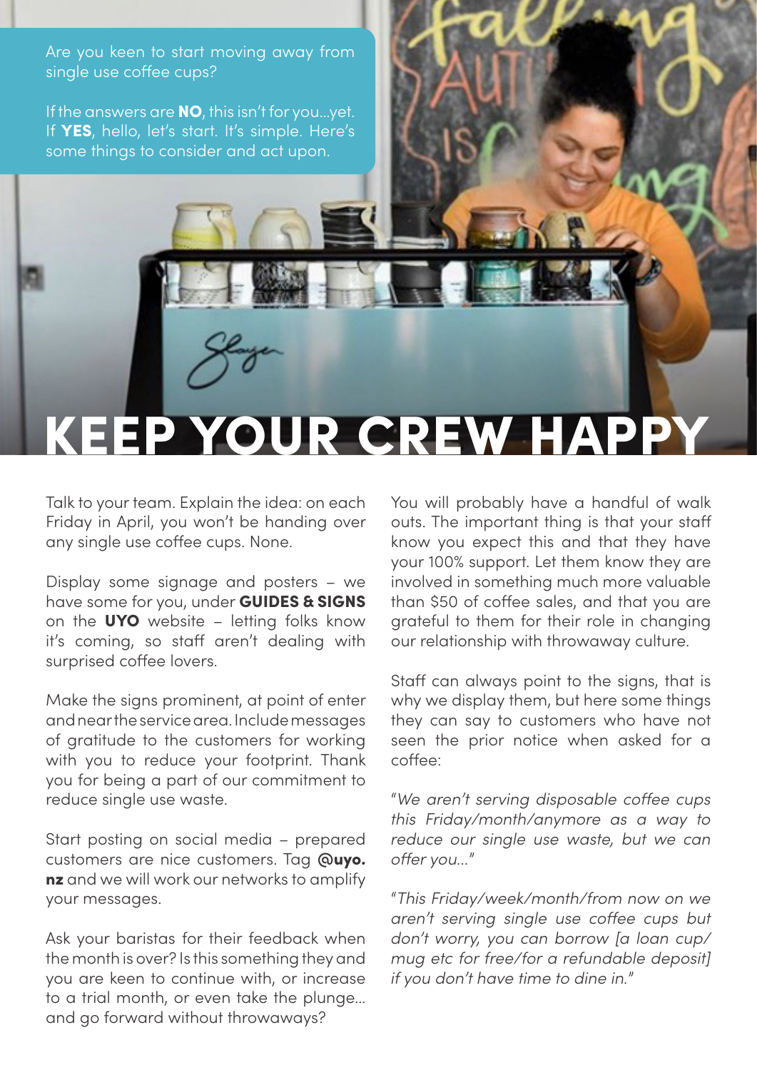Are you keen to start moving away from single use coffee cups?

If the answers are **NO**, this isn't for you...yet. If **YES**, hello, let's start. It's simple. Here's some things to consider and act upon.

# KEEP YOUR CREW HAPPY

Talk to your team. Explain the idea: on each Friday in April, you won't be handing over any single use coffee cups. None.

Display some signage and posters – we have some for you, under **GUIDES & SIGNS** on the **UYO** website – letting folks know it's coming, so staff aren't dealing with surprised coffee lovers.

Make the signs prominent, at point of enter and near the service area. Include messages of gratitude to the customers for working with you to reduce your footprint. Thank you for being a part of our commitment to reduce single use waste.

Start posting on social media – prepared customers are nice customers. Tag **@uyo.nz** and we will work our networks to amplify your messages.

Ask your baristas for their feedback when the month is over? Is this something they and you are keen to continue with, or increase to a trial month, or even take the plunge... and go forward without throwaways?

You will probably have a handful of walk outs. The important thing is that your staff know you expect this and that they have your 100% support. Let them know they are involved in something much more valuable than $50 of coffee sales, and that you are grateful to them for their role in changing our relationship with throwaway culture.

Staff can always point to the signs, that is why we display them, but here some things they can say to customers who have not seen the prior notice when asked for a coffee:

"*We aren't serving disposable coffee cups this Friday/month/anymore as a way to reduce our single use waste, but we can offer you...*"

"*This Friday/week/month/from now on we aren't serving single use coffee cups but don't worry, you can borrow [a loan cup/mug etc for free/for a refundable deposit] if you don't have time to dine in.*"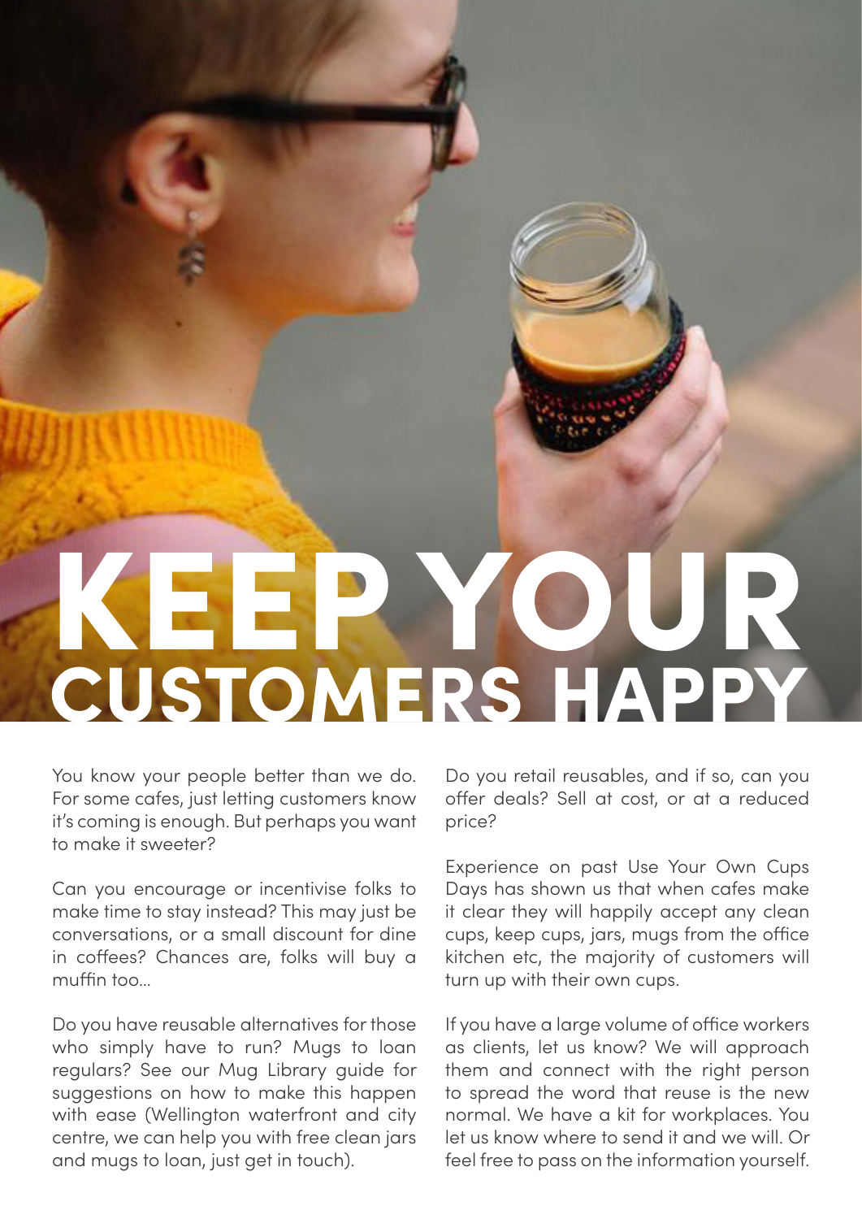# KEEP YOUR CUSTOMERS HAPPY

You know your people better than we do. For some cafes, just letting customers know it's coming is enough. But perhaps you want to make it sweeter?

Can you encourage or incentivise folks to make time to stay instead? This may just be conversations, or a small discount for dine in coffees? Chances are, folks will buy a muffin too...

Do you have reusable alternatives for those who simply have to run? Mugs to loan regulars? See our Mug Library guide for suggestions on how to make this happen with ease (Wellington waterfront and city centre, we can help you with free clean jars and mugs to loan, just get in touch).

Do you retail reusables, and if so, can you offer deals? Sell at cost, or at a reduced price?

Experience on past Use Your Own Cups Days has shown us that when cafes make it clear they will happily accept any clean cups, keep cups, jars, mugs from the office kitchen etc, the majority of customers will turn up with their own cups.

If you have a large volume of office workers as clients, let us know? We will approach them and connect with the right person to spread the word that reuse is the new normal. We have a kit for workplaces. You let us know where to send it and we will. Or feel free to pass on the information yourself.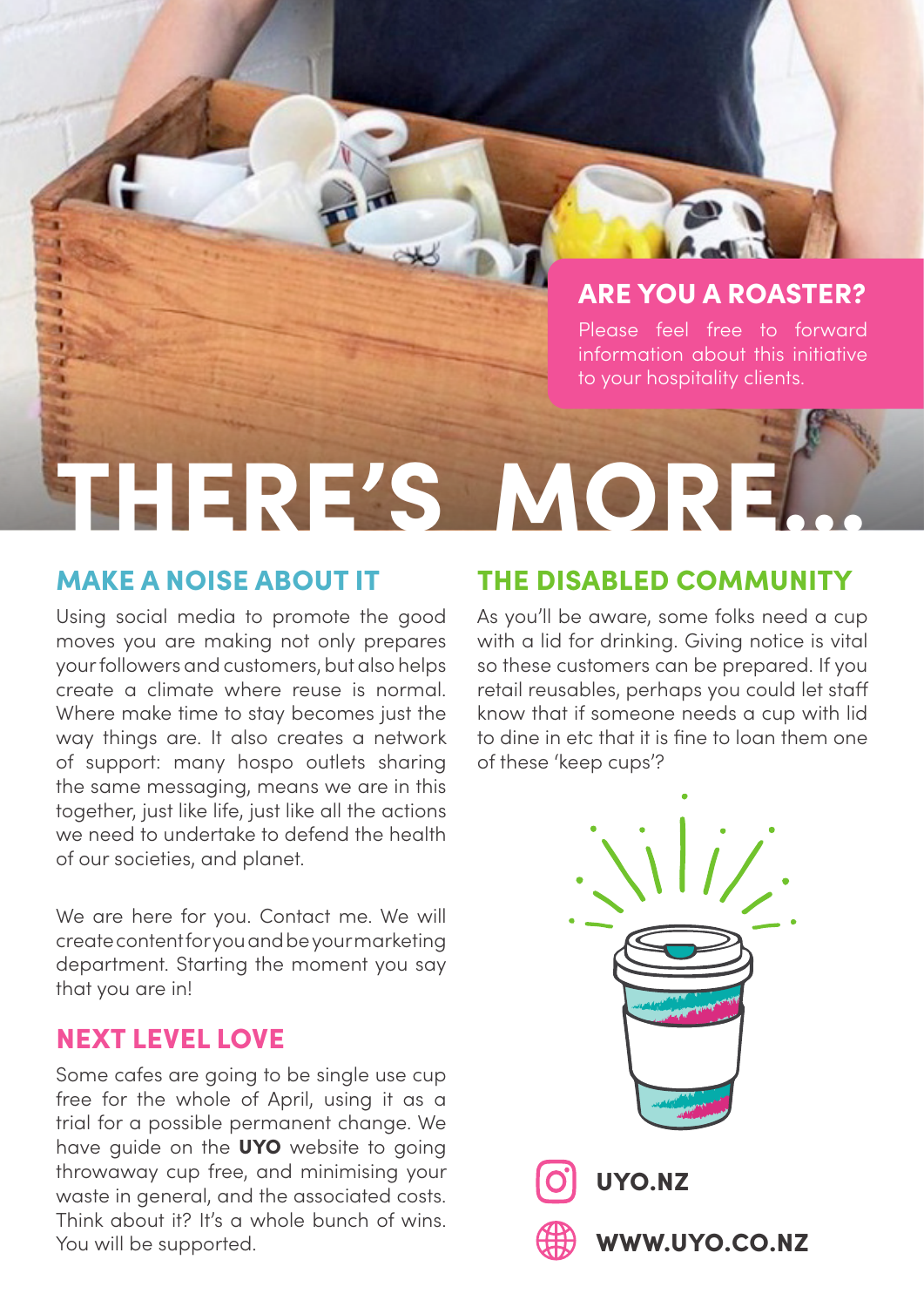## ARE YOU A ROASTER?

Please feel free to forward information about this initiative to your hospitality clients.

# THERE'S MORE...

## MAKE A NOISE ABOUT IT

Using social media to promote the good moves you are making not only prepares your followers and customers, but also helps create a climate where reuse is normal. Where make time to stay becomes just the way things are. It also creates a network of support: many hospo outlets sharing the same messaging, means we are in this together, just like life, just like all the actions we need to undertake to defend the health of our societies, and planet.

We are here for you. Contact me. We will create content for you and be your marketing department. Starting the moment you say that you are in!

## NEXT LEVEL LOVE

Some cafes are going to be single use cup free for the whole of April, using it as a trial for a possible permanent change. We have guide on the **UYO** website to going throwaway cup free, and minimising your waste in general, and the associated costs. Think about it? It's a whole bunch of wins. You will be supported.

## THE DISABLED COMMUNITY

As you'll be aware, some folks need a cup with a lid for drinking. Giving notice is vital so these customers can be prepared. If you retail reusables, perhaps you could let staff know that if someone needs a cup with lid to dine in etc that it is fine to loan them one of these 'keep cups'?

**UYO.NZ**

**WWW.UYO.CO.NZ**